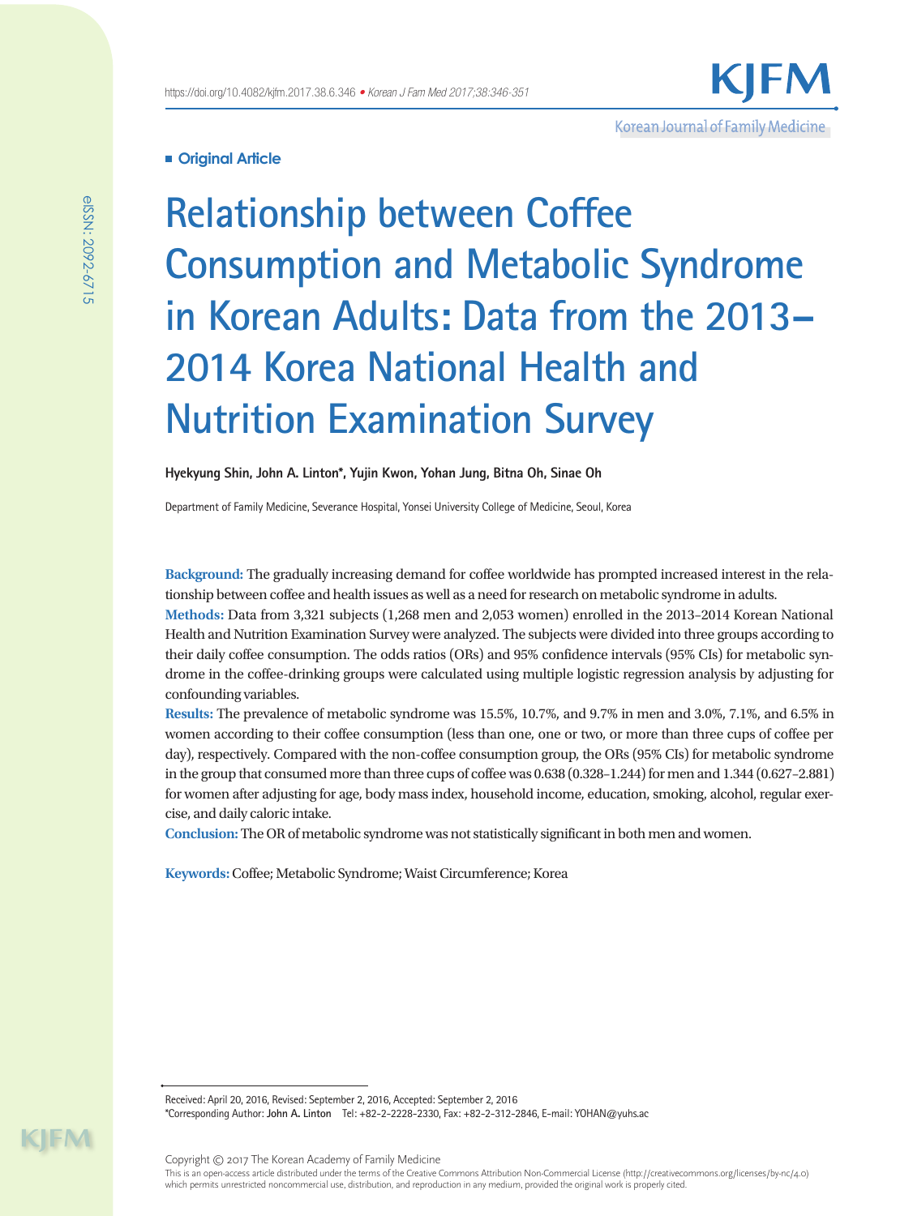■ Original Article

# Relationship between Coffee Consumption and Metabolic Syndrome in Korean Adults: Data from the 2013–2014 Korea National Health and Nutrition Examination Survey

**Hyekyung Shin, John A. Linton*, Yujin Kwon, Yohan Jung, Bitna Oh, Sinae Oh**

Department of Family Medicine, Severance Hospital, Yonsei University College of Medicine, Seoul, Korea

**Background:** The gradually increasing demand for coffee worldwide has prompted increased interest in the relationship between coffee and health issues as well as a need for research on metabolic syndrome in adults.

**Methods:** Data from 3,321 subjects (1,268 men and 2,053 women) enrolled in the 2013–2014 Korean National Health and Nutrition Examination Survey were analyzed. The subjects were divided into three groups according to their daily coffee consumption. The odds ratios (ORs) and 95% confidence intervals (95% CIs) for metabolic syndrome in the coffee-drinking groups were calculated using multiple logistic regression analysis by adjusting for confounding variables.

**Results:** The prevalence of metabolic syndrome was 15.5%, 10.7%, and 9.7% in men and 3.0%, 7.1%, and 6.5% in women according to their coffee consumption (less than one, one or two, or more than three cups of coffee per day), respectively. Compared with the non-coffee consumption group, the ORs (95% CIs) for metabolic syndrome in the group that consumed more than three cups of coffee was 0.638 (0.328–1.244) for men and 1.344 (0.627–2.881) for women after adjusting for age, body mass index, household income, education, smoking, alcohol, regular exercise, and daily caloric intake.

**Conclusion:** The OR of metabolic syndrome was not statistically significant in both men and women.

**Keywords:** Coffee; Metabolic Syndrome; Waist Circumference; Korea

Received: April 20, 2016, Revised: September 2, 2016, Accepted: September 2, 2016

*Corresponding Author: **John A. Linton** Tel: +82-2-2228-2330, Fax: +82-2-312-2846, E-mail: YOHAN@yuhs.ac

Copyright © 2017 The Korean Academy of Family Medicine

This is an open-access article distributed under the terms of the Creative Commons Attribution Non-Commercial License (http://creativecommons.org/licenses/by-nc/4.0) which permits unrestricted noncommercial use, distribution, and reproduction in any medium, provided the original work is properly cited.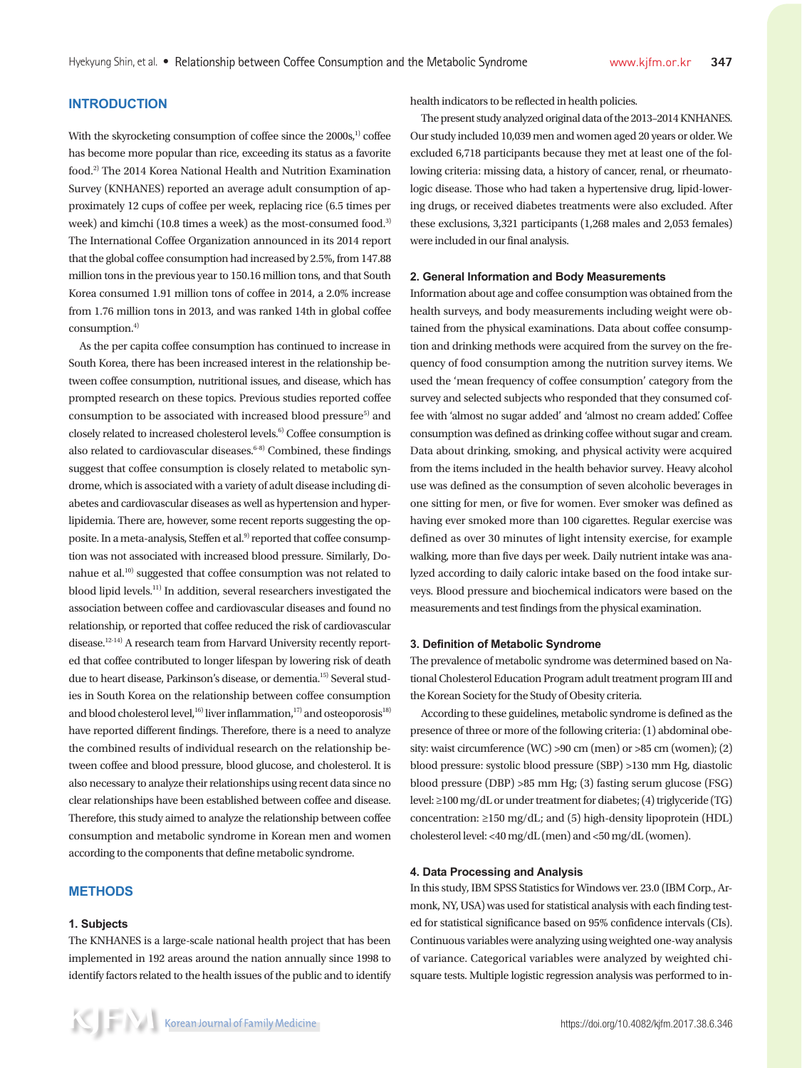## INTRODUCTION

With the skyrocketing consumption of coffee since the 2000s,[1] coffee has become more popular than rice, exceeding its status as a favorite food.[2] The 2014 Korea National Health and Nutrition Examination Survey (KNHANES) reported an average adult consumption of approximately 12 cups of coffee per week, replacing rice (6.5 times per week) and kimchi (10.8 times a week) as the most-consumed food.[3] The International Coffee Organization announced in its 2014 report that the global coffee consumption had increased by 2.5%, from 147.88 million tons in the previous year to 150.16 million tons, and that South Korea consumed 1.91 million tons of coffee in 2014, a 2.0% increase from 1.76 million tons in 2013, and was ranked 14th in global coffee consumption.[4]

As the per capita coffee consumption has continued to increase in South Korea, there has been increased interest in the relationship between coffee consumption, nutritional issues, and disease, which has prompted research on these topics. Previous studies reported coffee consumption to be associated with increased blood pressure[5] and closely related to increased cholesterol levels.[6] Coffee consumption is also related to cardiovascular diseases.[6-8] Combined, these findings suggest that coffee consumption is closely related to metabolic syndrome, which is associated with a variety of adult disease including diabetes and cardiovascular diseases as well as hypertension and hyperlipidemia. There are, however, some recent reports suggesting the opposite. In a meta-analysis, Steffen et al.[9] reported that coffee consumption was not associated with increased blood pressure. Similarly, Donahue et al.[10] suggested that coffee consumption was not related to blood lipid levels.[11] In addition, several researchers investigated the association between coffee and cardiovascular diseases and found no relationship, or reported that coffee reduced the risk of cardiovascular disease.[12-14] A research team from Harvard University recently reported that coffee contributed to longer lifespan by lowering risk of death due to heart disease, Parkinson's disease, or dementia.[15] Several studies in South Korea on the relationship between coffee consumption and blood cholesterol level,[16] liver inflammation,[17] and osteoporosis[18] have reported different findings. Therefore, there is a need to analyze the combined results of individual research on the relationship between coffee and blood pressure, blood glucose, and cholesterol. It is also necessary to analyze their relationships using recent data since no clear relationships have been established between coffee and disease. Therefore, this study aimed to analyze the relationship between coffee consumption and metabolic syndrome in Korean men and women according to the components that define metabolic syndrome.

## METHODS

### 1. Subjects

The KNHANES is a large-scale national health project that has been implemented in 192 areas around the nation annually since 1998 to identify factors related to the health issues of the public and to identify health indicators to be reflected in health policies.

The present study analyzed original data of the 2013–2014 KNHANES. Our study included 10,039 men and women aged 20 years or older. We excluded 6,718 participants because they met at least one of the following criteria: missing data, a history of cancer, renal, or rheumatologic disease. Those who had taken a hypertensive drug, lipid-lowering drugs, or received diabetes treatments were also excluded. After these exclusions, 3,321 participants (1,268 males and 2,053 females) were included in our final analysis.

### 2. General Information and Body Measurements

Information about age and coffee consumption was obtained from the health surveys, and body measurements including weight were obtained from the physical examinations. Data about coffee consumption and drinking methods were acquired from the survey on the frequency of food consumption among the nutrition survey items. We used the 'mean frequency of coffee consumption' category from the survey and selected subjects who responded that they consumed coffee with 'almost no sugar added' and 'almost no cream added.' Coffee consumption was defined as drinking coffee without sugar and cream. Data about drinking, smoking, and physical activity were acquired from the items included in the health behavior survey. Heavy alcohol use was defined as the consumption of seven alcoholic beverages in one sitting for men, or five for women. Ever smoker was defined as having ever smoked more than 100 cigarettes. Regular exercise was defined as over 30 minutes of light intensity exercise, for example walking, more than five days per week. Daily nutrient intake was analyzed according to daily caloric intake based on the food intake surveys. Blood pressure and biochemical indicators were based on the measurements and test findings from the physical examination.

### 3. Definition of Metabolic Syndrome

The prevalence of metabolic syndrome was determined based on National Cholesterol Education Program adult treatment program III and the Korean Society for the Study of Obesity criteria.

According to these guidelines, metabolic syndrome is defined as the presence of three or more of the following criteria: (1) abdominal obesity: waist circumference (WC) >90 cm (men) or >85 cm (women); (2) blood pressure: systolic blood pressure (SBP) >130 mm Hg, diastolic blood pressure (DBP) >85 mm Hg; (3) fasting serum glucose (FSG) level: ≥100 mg/dL or under treatment for diabetes; (4) triglyceride (TG) concentration: ≥150 mg/dL; and (5) high-density lipoprotein (HDL) cholesterol level: <40 mg/dL (men) and <50 mg/dL (women).

### 4. Data Processing and Analysis

In this study, IBM SPSS Statistics for Windows ver. 23.0 (IBM Corp., Armonk, NY, USA) was used for statistical analysis with each finding tested for statistical significance based on 95% confidence intervals (CIs). Continuous variables were analyzing using weighted one-way analysis of variance. Categorical variables were analyzed by weighted chi-square tests. Multiple logistic regression analysis was performed to in-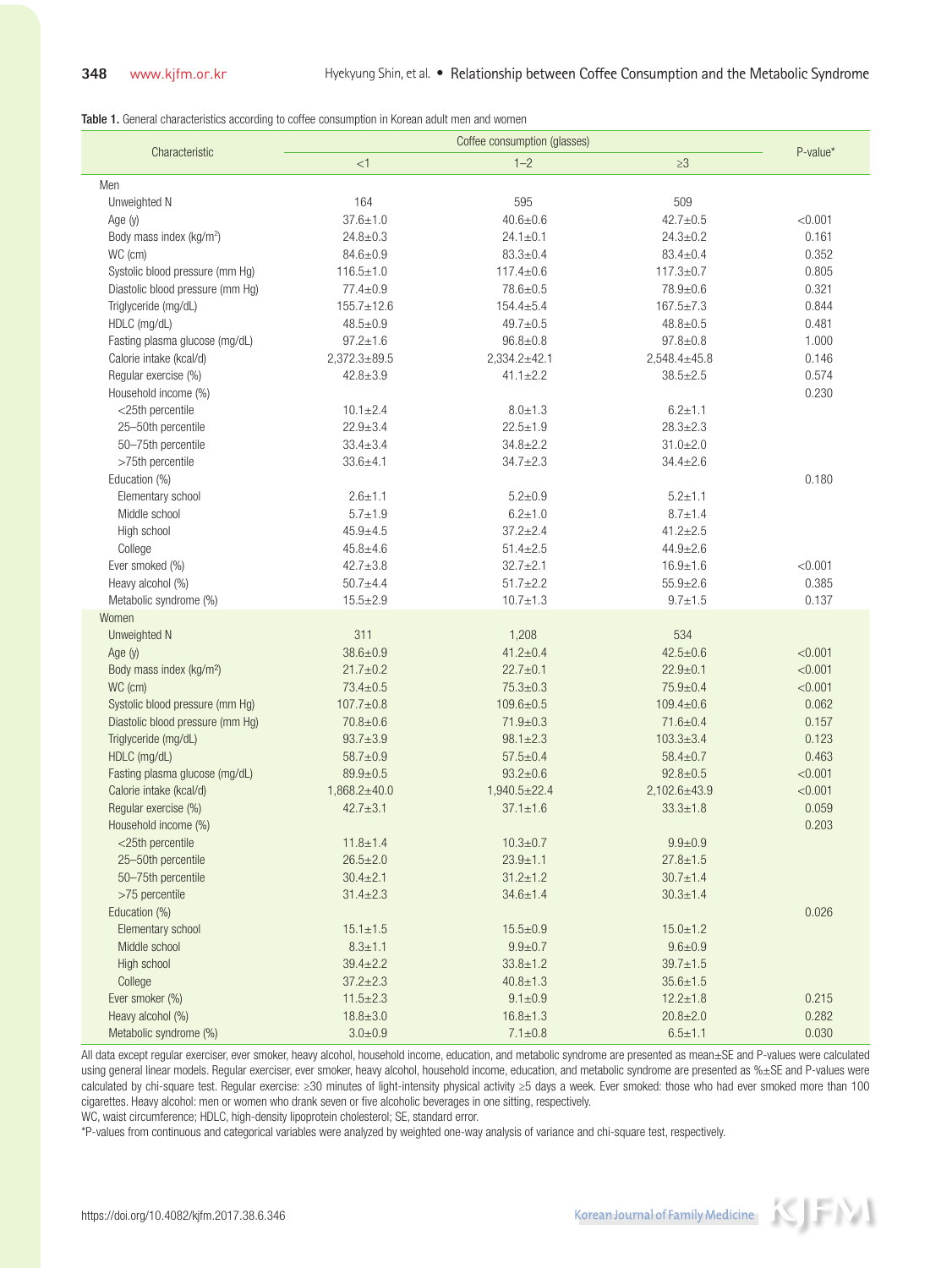Table 1. General characteristics according to coffee consumption in Korean adult men and women

| Characteristic | Coffee consumption (glasses) | | | P-value* |
|---|---|---|---|---|
| | <1 | 1–2 | ≥3 | |
| Men | | | | |
| Unweighted N | 164 | 595 | 509 | |
| Age (y) | 37.6±1.0 | 40.6±0.6 | 42.7±0.5 | <0.001 |
| Body mass index (kg/m$^2$) | 24.8±0.3 | 24.1±0.1 | 24.3±0.2 | 0.161 |
| WC (cm) | 84.6±0.9 | 83.3±0.4 | 83.4±0.4 | 0.352 |
| Systolic blood pressure (mm Hg) | 116.5±1.0 | 117.4±0.6 | 117.3±0.7 | 0.805 |
| Diastolic blood pressure (mm Hg) | 77.4±0.9 | 78.6±0.5 | 78.9±0.6 | 0.321 |
| Triglyceride (mg/dL) | 155.7±12.6 | 154.4±5.4 | 167.5±7.3 | 0.844 |
| HDLC (mg/dL) | 48.5±0.9 | 49.7±0.5 | 48.8±0.5 | 0.481 |
| Fasting plasma glucose (mg/dL) | 97.2±1.6 | 96.8±0.8 | 97.8±0.8 | 1.000 |
| Calorie intake (kcal/d) | 2,372.3±89.5 | 2,334.2±42.1 | 2,548.4±45.8 | 0.146 |
| Regular exercise (%) | 42.8±3.9 | 41.1±2.2 | 38.5±2.5 | 0.574 |
| Household income (%) | | | | 0.230 |
| <25th percentile | 10.1±2.4 | 8.0±1.3 | 6.2±1.1 | |
| 25–50th percentile | 22.9±3.4 | 22.5±1.9 | 28.3±2.3 | |
| 50–75th percentile | 33.4±3.4 | 34.8±2.2 | 31.0±2.0 | |
| >75th percentile | 33.6±4.1 | 34.7±2.3 | 34.4±2.6 | |
| Education (%) | | | | 0.180 |
| Elementary school | 2.6±1.1 | 5.2±0.9 | 5.2±1.1 | |
| Middle school | 5.7±1.9 | 6.2±1.0 | 8.7±1.4 | |
| High school | 45.9±4.5 | 37.2±2.4 | 41.2±2.5 | |
| College | 45.8±4.6 | 51.4±2.5 | 44.9±2.6 | |
| Ever smoked (%) | 42.7±3.8 | 32.7±2.1 | 16.9±1.6 | <0.001 |
| Heavy alcohol (%) | 50.7±4.4 | 51.7±2.2 | 55.9±2.6 | 0.385 |
| Metabolic syndrome (%) | 15.5±2.9 | 10.7±1.3 | 9.7±1.5 | 0.137 |
| Women | | | | |
| Unweighted N | 311 | 1,208 | 534 | |
| Age (y) | 38.6±0.9 | 41.2±0.4 | 42.5±0.6 | <0.001 |
| Body mass index (kg/m$^2$) | 21.7±0.2 | 22.7±0.1 | 22.9±0.1 | <0.001 |
| WC (cm) | 73.4±0.5 | 75.3±0.3 | 75.9±0.4 | <0.001 |
| Systolic blood pressure (mm Hg) | 107.7±0.8 | 109.6±0.5 | 109.4±0.6 | 0.062 |
| Diastolic blood pressure (mm Hg) | 70.8±0.6 | 71.9±0.3 | 71.6±0.4 | 0.157 |
| Triglyceride (mg/dL) | 93.7±3.9 | 98.1±2.3 | 103.3±3.4 | 0.123 |
| HDLC (mg/dL) | 58.7±0.9 | 57.5±0.4 | 58.4±0.7 | 0.463 |
| Fasting plasma glucose (mg/dL) | 89.9±0.5 | 93.2±0.6 | 92.8±0.5 | <0.001 |
| Calorie intake (kcal/d) | 1,868.2±40.0 | 1,940.5±22.4 | 2,102.6±43.9 | <0.001 |
| Regular exercise (%) | 42.7±3.1 | 37.1±1.6 | 33.3±1.8 | 0.059 |
| Household income (%) | | | | 0.203 |
| <25th percentile | 11.8±1.4 | 10.3±0.7 | 9.9±0.9 | |
| 25–50th percentile | 26.5±2.0 | 23.9±1.1 | 27.8±1.5 | |
| 50–75th percentile | 30.4±2.1 | 31.2±1.2 | 30.7±1.4 | |
| >75 percentile | 31.4±2.3 | 34.6±1.4 | 30.3±1.4 | |
| Education (%) | | | | 0.026 |
| Elementary school | 15.1±1.5 | 15.5±0.9 | 15.0±1.2 | |
| Middle school | 8.3±1.1 | 9.9±0.7 | 9.6±0.9 | |
| High school | 39.4±2.2 | 33.8±1.2 | 39.7±1.5 | |
| College | 37.2±2.3 | 40.8±1.3 | 35.6±1.5 | |
| Ever smoker (%) | 11.5±2.3 | 9.1±0.9 | 12.2±1.8 | 0.215 |
| Heavy alcohol (%) | 18.8±3.0 | 16.8±1.3 | 20.8±2.0 | 0.282 |
| Metabolic syndrome (%) | 3.0±0.9 | 7.1±0.8 | 6.5±1.1 | 0.030 |

All data except regular exerciser, ever smoker, heavy alcohol, household income, education, and metabolic syndrome are presented as mean±SE and P-values were calculated using general linear models. Regular exerciser, ever smoker, heavy alcohol, household income, education, and metabolic syndrome are presented as %±SE and P-values were calculated by chi-square test. Regular exercise: ≥30 minutes of light-intensity physical activity ≥5 days a week. Ever smoked: those who had ever smoked more than 100 cigarettes. Heavy alcohol: men or women who drank seven or five alcoholic beverages in one sitting, respectively.

WC, waist circumference; HDLC, high-density lipoprotein cholesterol; SE, standard error.

*P-values from continuous and categorical variables were analyzed by weighted one-way analysis of variance and chi-square test, respectively.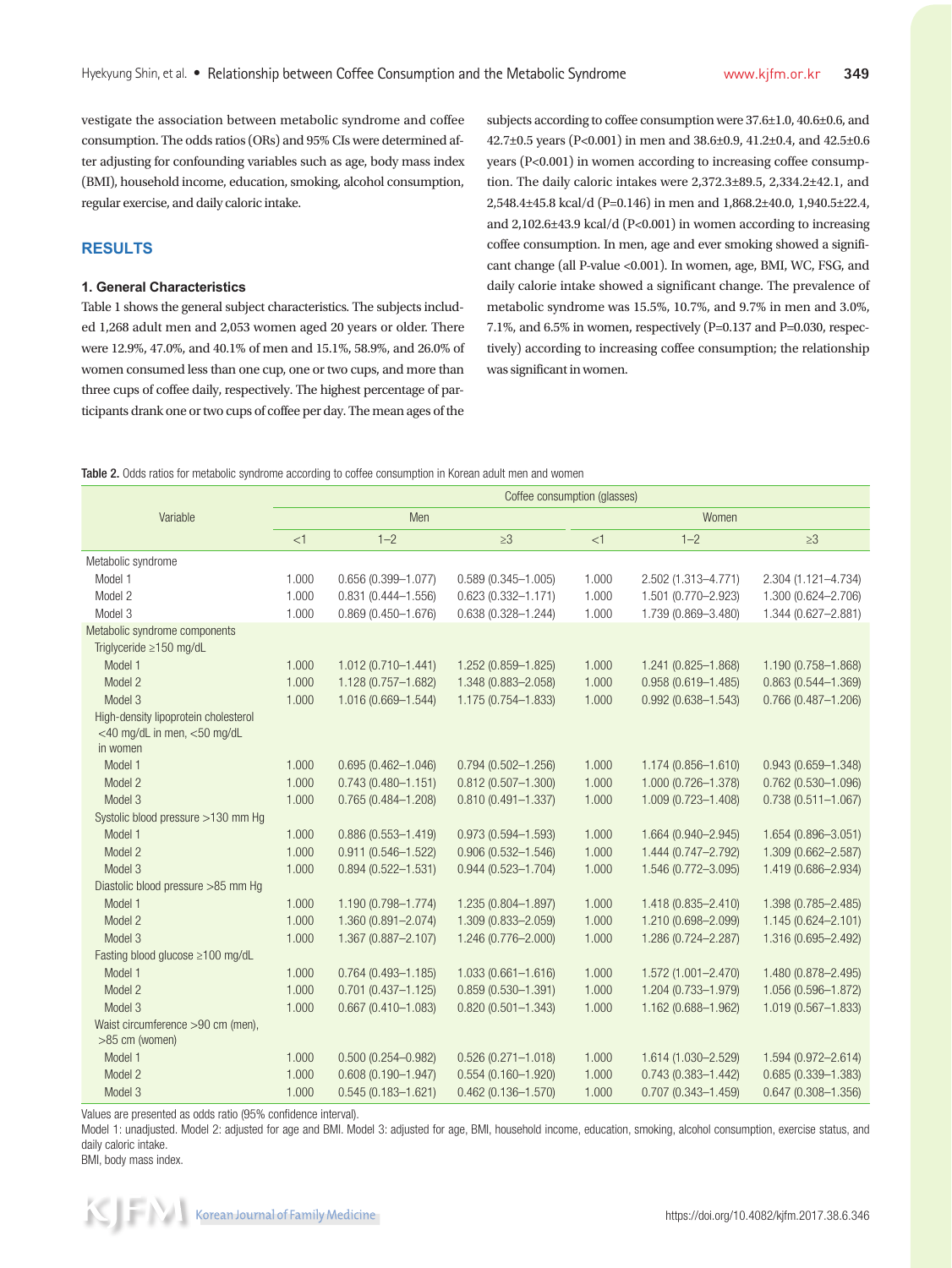vestigate the association between metabolic syndrome and coffee consumption. The odds ratios (ORs) and 95% CIs were determined after adjusting for confounding variables such as age, body mass index (BMI), household income, education, smoking, alcohol consumption, regular exercise, and daily caloric intake.

## RESULTS

### 1. General Characteristics

Table 1 shows the general subject characteristics. The subjects included 1,268 adult men and 2,053 women aged 20 years or older. There were 12.9%, 47.0%, and 40.1% of men and 15.1%, 58.9%, and 26.0% of women consumed less than one cup, one or two cups, and more than three cups of coffee daily, respectively. The highest percentage of participants drank one or two cups of coffee per day. The mean ages of the subjects according to coffee consumption were 37.6±1.0, 40.6±0.6, and 42.7±0.5 years (P<0.001) in men and 38.6±0.9, 41.2±0.4, and 42.5±0.6 years (P<0.001) in women according to increasing coffee consumption. The daily caloric intakes were 2,372.3±89.5, 2,334.2±42.1, and 2,548.4±45.8 kcal/d (P=0.146) in men and 1,868.2±40.0, 1,940.5±22.4, and 2,102.6±43.9 kcal/d (P<0.001) in women according to increasing coffee consumption. In men, age and ever smoking showed a significant change (all P-value <0.001). In women, age, BMI, WC, FSG, and daily calorie intake showed a significant change. The prevalence of metabolic syndrome was 15.5%, 10.7%, and 9.7% in men and 3.0%, 7.1%, and 6.5% in women, respectively (P=0.137 and P=0.030, respectively) according to increasing coffee consumption; the relationship was significant in women.

**Table 2.** Odds ratios for metabolic syndrome according to coffee consumption in Korean adult men and women

| Variable | Coffee consumption (glasses) | | | | | |
|---|---|---|---|---|---|---|
| | Men | | | Women | | |
| | <1 | 1–2 | ≥3 | <1 | 1–2 | ≥3 |
| Metabolic syndrome | | | | | | |
| Model 1 | 1.000 | 0.656 (0.399–1.077) | 0.589 (0.345–1.005) | 1.000 | 2.502 (1.313–4.771) | 2.304 (1.121–4.734) |
| Model 2 | 1.000 | 0.831 (0.444–1.556) | 0.623 (0.332–1.171) | 1.000 | 1.501 (0.770–2.923) | 1.300 (0.624–2.706) |
| Model 3 | 1.000 | 0.869 (0.450–1.676) | 0.638 (0.328–1.244) | 1.000 | 1.739 (0.869–3.480) | 1.344 (0.627–2.881) |
| Metabolic syndrome components | | | | | | |
| Triglyceride ≥150 mg/dL | | | | | | |
| Model 1 | 1.000 | 1.012 (0.710–1.441) | 1.252 (0.859–1.825) | 1.000 | 1.241 (0.825–1.868) | 1.190 (0.758–1.868) |
| Model 2 | 1.000 | 1.128 (0.757–1.682) | 1.348 (0.883–2.058) | 1.000 | 0.958 (0.619–1.485) | 0.863 (0.544–1.369) |
| Model 3 | 1.000 | 1.016 (0.669–1.544) | 1.175 (0.754–1.833) | 1.000 | 0.992 (0.638–1.543) | 0.766 (0.487–1.206) |
| High-density lipoprotein cholesterol <40 mg/dL in men, <50 mg/dL in women | | | | | | |
| Model 1 | 1.000 | 0.695 (0.462–1.046) | 0.794 (0.502–1.256) | 1.000 | 1.174 (0.856–1.610) | 0.943 (0.659–1.348) |
| Model 2 | 1.000 | 0.743 (0.480–1.151) | 0.812 (0.507–1.300) | 1.000 | 1.000 (0.726–1.378) | 0.762 (0.530–1.096) |
| Model 3 | 1.000 | 0.765 (0.484–1.208) | 0.810 (0.491–1.337) | 1.000 | 1.009 (0.723–1.408) | 0.738 (0.511–1.067) |
| Systolic blood pressure >130 mm Hg | | | | | | |
| Model 1 | 1.000 | 0.886 (0.553–1.419) | 0.973 (0.594–1.593) | 1.000 | 1.664 (0.940–2.945) | 1.654 (0.896–3.051) |
| Model 2 | 1.000 | 0.911 (0.546–1.522) | 0.906 (0.532–1.546) | 1.000 | 1.444 (0.747–2.792) | 1.309 (0.662–2.587) |
| Model 3 | 1.000 | 0.894 (0.522–1.531) | 0.944 (0.523–1.704) | 1.000 | 1.546 (0.772–3.095) | 1.419 (0.686–2.934) |
| Diastolic blood pressure >85 mm Hg | | | | | | |
| Model 1 | 1.000 | 1.190 (0.798–1.774) | 1.235 (0.804–1.897) | 1.000 | 1.418 (0.835–2.410) | 1.398 (0.785–2.485) |
| Model 2 | 1.000 | 1.360 (0.891–2.074) | 1.309 (0.833–2.059) | 1.000 | 1.210 (0.698–2.099) | 1.145 (0.624–2.101) |
| Model 3 | 1.000 | 1.367 (0.887–2.107) | 1.246 (0.776–2.000) | 1.000 | 1.286 (0.724–2.287) | 1.316 (0.695–2.492) |
| Fasting blood glucose ≥100 mg/dL | | | | | | |
| Model 1 | 1.000 | 0.764 (0.493–1.185) | 1.033 (0.661–1.616) | 1.000 | 1.572 (1.001–2.470) | 1.480 (0.878–2.495) |
| Model 2 | 1.000 | 0.701 (0.437–1.125) | 0.859 (0.530–1.391) | 1.000 | 1.204 (0.733–1.979) | 1.056 (0.596–1.872) |
| Model 3 | 1.000 | 0.667 (0.410–1.083) | 0.820 (0.501–1.343) | 1.000 | 1.162 (0.688–1.962) | 1.019 (0.567–1.833) |
| Waist circumference >90 cm (men), >85 cm (women) | | | | | | |
| Model 1 | 1.000 | 0.500 (0.254–0.982) | 0.526 (0.271–1.018) | 1.000 | 1.614 (1.030–2.529) | 1.594 (0.972–2.614) |
| Model 2 | 1.000 | 0.608 (0.190–1.947) | 0.554 (0.160–1.920) | 1.000 | 0.743 (0.383–1.442) | 0.685 (0.339–1.383) |
| Model 3 | 1.000 | 0.545 (0.183–1.621) | 0.462 (0.136–1.570) | 1.000 | 0.707 (0.343–1.459) | 0.647 (0.308–1.356) |

Values are presented as odds ratio (95% confidence interval).
Model 1: unadjusted. Model 2: adjusted for age and BMI. Model 3: adjusted for age, BMI, household income, education, smoking, alcohol consumption, exercise status, and daily caloric intake.
BMI, body mass index.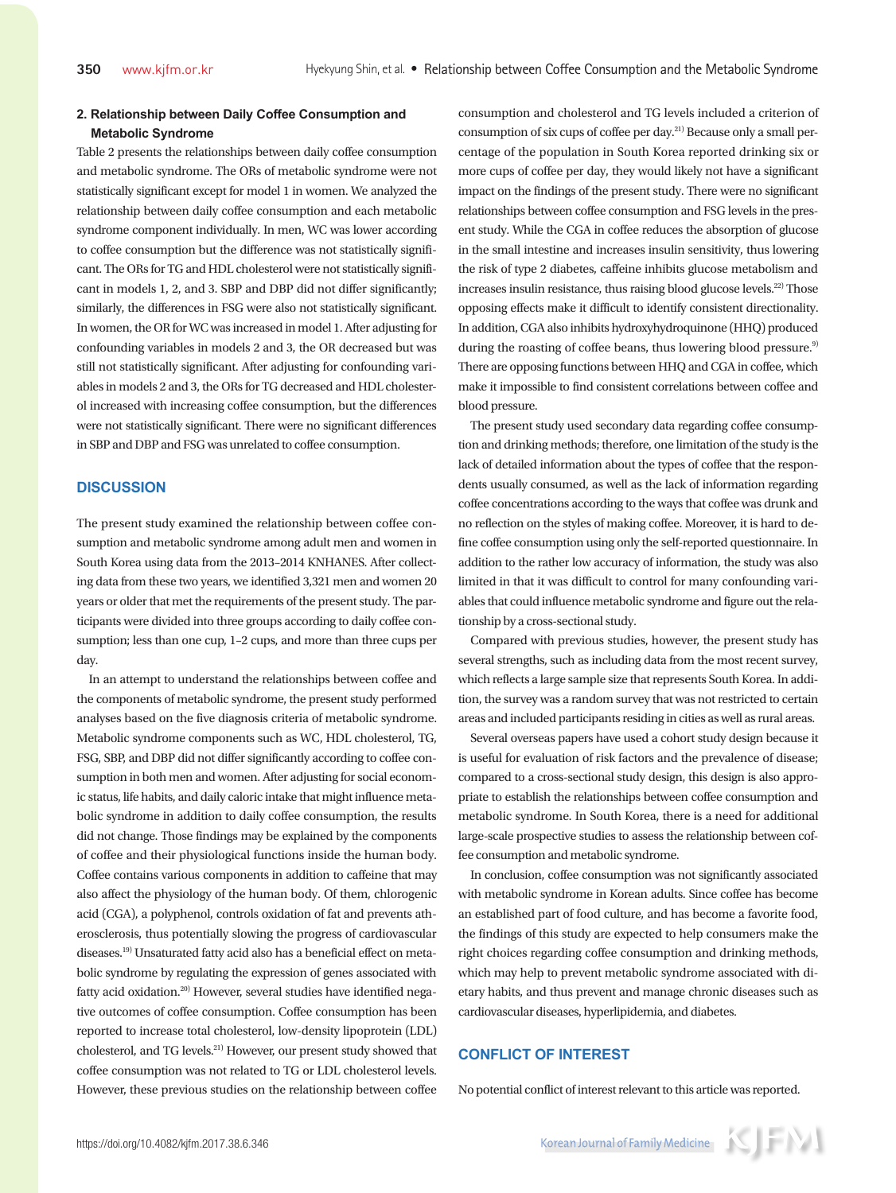### 2. Relationship between Daily Coffee Consumption and Metabolic Syndrome

Table 2 presents the relationships between daily coffee consumption and metabolic syndrome. The ORs of metabolic syndrome were not statistically significant except for model 1 in women. We analyzed the relationship between daily coffee consumption and each metabolic syndrome component individually. In men, WC was lower according to coffee consumption but the difference was not statistically significant. The ORs for TG and HDL cholesterol were not statistically significant in models 1, 2, and 3. SBP and DBP did not differ significantly; similarly, the differences in FSG were also not statistically significant. In women, the OR for WC was increased in model 1. After adjusting for confounding variables in models 2 and 3, the OR decreased but was still not statistically significant. After adjusting for confounding variables in models 2 and 3, the ORs for TG decreased, but HDL cholesterol increased with increasing coffee consumption, but the differences were not statistically significant. There were no significant differences in SBP and DBP and FSG was unrelated to coffee consumption.

## DISCUSSION

The present study examined the relationship between coffee consumption and metabolic syndrome among adult men and women in South Korea using data from the 2013–2014 KNHANES. After collecting data from these two years, we identified 3,321 men and women 20 years or older that met the requirements of the present study. The participants were divided into three groups according to daily coffee consumption; less than one cup, 1–2 cups, and more than three cups per day.

In an attempt to understand the relationships between coffee and the components of metabolic syndrome, the present study performed analyses based on the five diagnosis criteria of metabolic syndrome. Metabolic syndrome components such as WC, HDL cholesterol, TG, FSG, SBP, and DBP did not differ significantly according to coffee consumption in both men and women. After adjusting for social economic status, life habits, and daily caloric intake that might influence metabolic syndrome in addition to daily coffee consumption, the results did not change. Those findings may be explained by the components of coffee and their physiological functions inside the human body. Coffee contains various components in addition to caffeine that may also affect the physiology of the human body. Of them, chlorogenic acid (CGA), a polyphenol, controls oxidation of fat and prevents atherosclerosis, thus potentially slowing the progress of cardiovascular diseases.[19] Unsaturated fatty acid also has a beneficial effect on metabolic syndrome by regulating the expression of genes associated with fatty acid oxidation.[20] However, several studies have identified negative outcomes of coffee consumption. Coffee consumption has been reported to increase total cholesterol, low-density lipoprotein (LDL) cholesterol, and TG levels.[21] However, our present study showed that coffee consumption was not related to TG or LDL cholesterol levels. However, these previous studies on the relationship between coffee consumption and cholesterol and TG levels included a criterion of consumption of six cups of coffee per day.[21] Because only a small percentage of the population in South Korea reported drinking six or more cups of coffee per day, they would likely not have a significant impact on the findings of the present study. There were no significant relationships between coffee consumption and FSG levels in the present study. While the CGA in coffee reduces the absorption of glucose in the small intestine and increases insulin sensitivity, thus lowering the risk of type 2 diabetes, caffeine inhibits glucose metabolism and increases insulin resistance, thus raising blood glucose levels.[22] Those opposing effects make it difficult to identify consistent directionality. In addition, CGA also inhibits hydroxyhydroquinone (HHQ) produced during the roasting of coffee beans, thus lowering blood pressure.[9] There are opposing functions between HHQ and CGA in coffee, which make it impossible to find consistent correlations between coffee and blood pressure.

The present study used secondary data regarding coffee consumption and drinking methods; therefore, one limitation of the study is the lack of detailed information about the types of coffee that the respondents usually consumed, as well as the lack of information regarding coffee concentrations according to the ways that coffee was drunk and no reflection on the styles of making coffee. Moreover, it is hard to define coffee consumption using only the self-reported questionnaire. In addition to the rather low accuracy of information, the study was also limited in that it was difficult to control for many confounding variables that could influence metabolic syndrome and figure out the relationship by a cross-sectional study.

Compared with previous studies, however, the present study has several strengths, such as including data from the most recent survey, which reflects a large sample size that represents South Korea. In addition, the survey was a random survey that was not restricted to certain areas and included participants residing in cities as well as rural areas.

Several overseas papers have used a cohort study design because it is useful for evaluation of risk factors and the prevalence of disease; compared to a cross-sectional study design, this design is also appropriate to establish the relationships between coffee consumption and metabolic syndrome. In South Korea, there is a need for additional large-scale prospective studies to assess the relationship between coffee consumption and metabolic syndrome.

In conclusion, coffee consumption was not significantly associated with metabolic syndrome in Korean adults. Since coffee has become an established part of food culture, and has become a favorite food, the findings of this study are expected to help consumers make the right choices regarding coffee consumption and drinking methods, which may help to prevent metabolic syndrome associated with dietary habits, and thus prevent and manage chronic diseases such as cardiovascular diseases, hyperlipidemia, and diabetes.

## CONFLICT OF INTEREST

No potential conflict of interest relevant to this article was reported.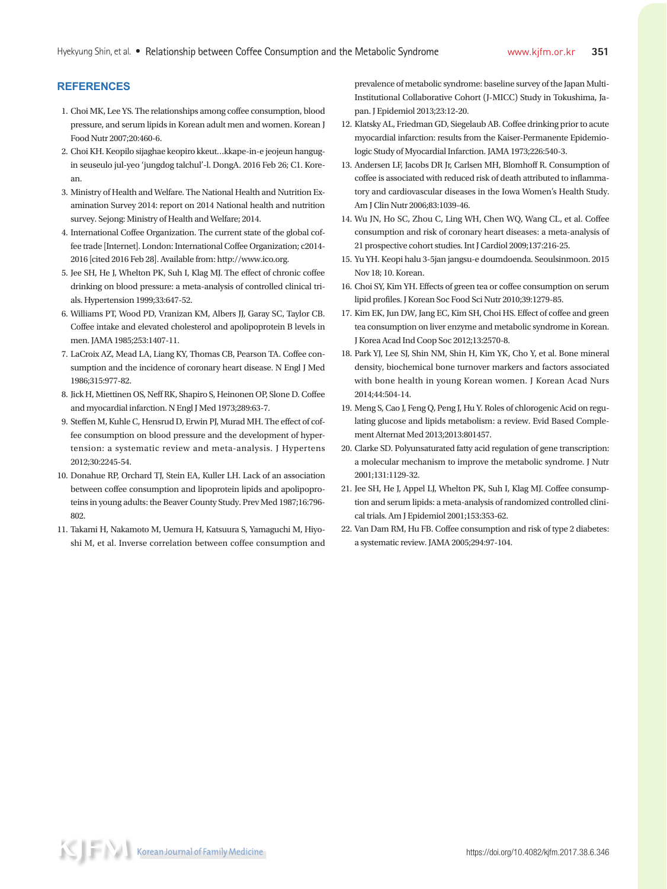## REFERENCES

1. Choi MK, Lee YS. The relationships among coffee consumption, blood pressure, and serum lipids in Korean adult men and women. Korean J Food Nutr 2007;20:460-6.
2. Choi KH. Keopilo sijaghae keopiro kkeut…kkape-in-e jeojeun hangug-in seuseulo jul-yeo 'jungdog talchul'-l. DongA. 2016 Feb 26; C1. Korean.
3. Ministry of Health and Welfare. The National Health and Nutrition Examination Survey 2014: report on 2014 National health and nutrition survey. Sejong: Ministry of Health and Welfare; 2014.
4. International Coffee Organization. The current state of the global coffee trade [Internet]. London: International Coffee Organization; c2014-2016 [cited 2016 Feb 28]. Available from: http://www.ico.org.
5. Jee SH, He J, Whelton PK, Suh I, Klag MJ. The effect of chronic coffee drinking on blood pressure: a meta-analysis of controlled clinical trials. Hypertension 1999;33:647-52.
6. Williams PT, Wood PD, Vranizan KM, Albers JJ, Garay SC, Taylor CB. Coffee intake and elevated cholesterol and apolipoprotein B levels in men. JAMA 1985;253:1407-11.
7. LaCroix AZ, Mead LA, Liang KY, Thomas CB, Pearson TA. Coffee consumption and the incidence of coronary heart disease. N Engl J Med 1986;315:977-82.
8. Jick H, Miettinen OS, Neff RK, Shapiro S, Heinonen OP, Slone D. Coffee and myocardial infarction. N Engl J Med 1973;289:63-7.
9. Steffen M, Kuhle C, Hensrud D, Erwin PJ, Murad MH. The effect of coffee consumption on blood pressure and the development of hypertension: a systematic review and meta-analysis. J Hypertens 2012;30:2245-54.
10. Donahue RP, Orchard TJ, Stein EA, Kuller LH. Lack of an association between coffee consumption and lipoprotein lipids and apolipoproteins in young adults: the Beaver County Study. Prev Med 1987;16:796-802.
11. Takami H, Nakamoto M, Uemura H, Katsuura S, Yamaguchi M, Hiyoshi M, et al. Inverse correlation between coffee consumption and prevalence of metabolic syndrome: baseline survey of the Japan Multi-Institutional Collaborative Cohort (J-MICC) Study in Tokushima, Japan. J Epidemiol 2013;23:12-20.
12. Klatsky AL, Friedman GD, Siegelaub AB. Coffee drinking prior to acute myocardial infarction: results from the Kaiser-Permanente Epidemiologic Study of Myocardial Infarction. JAMA 1973;226:540-3.
13. Andersen LF, Jacobs DR Jr, Carlsen MH, Blomhoff R. Consumption of coffee is associated with reduced risk of death attributed to inflammatory and cardiovascular diseases in the Iowa Women's Health Study. Am J Clin Nutr 2006;83:1039-46.
14. Wu JN, Ho SC, Zhou C, Ling WH, Chen WQ, Wang CL, et al. Coffee consumption and risk of coronary heart diseases: a meta-analysis of 21 prospective cohort studies. Int J Cardiol 2009;137:216-25.
15. Yu YH. Keopi halu 3-5jan jangsu-e doumdoenda. Seoulsinmoon. 2015 Nov 18; 10. Korean.
16. Choi SY, Kim YH. Effects of green tea or coffee consumption on serum lipid profiles. J Korean Soc Food Sci Nutr 2010;39:1279-85.
17. Kim EK, Jun DW, Jang EC, Kim SH, Choi HS. Effect of coffee and green tea consumption on liver enzyme and metabolic syndrome in Korean. J Korea Acad Ind Coop Soc 2012;13:2570-8.
18. Park YJ, Lee SJ, Shin NM, Shin H, Kim YK, Cho Y, et al. Bone mineral density, biochemical bone turnover markers and factors associated with bone health in young Korean women. J Korean Acad Nurs 2014;44:504-14.
19. Meng S, Cao J, Feng Q, Peng J, Hu Y. Roles of chlorogenic Acid on regulating glucose and lipids metabolism: a review. Evid Based Complement Alternat Med 2013;2013:801457.
20. Clarke SD. Polyunsaturated fatty acid regulation of gene transcription: a molecular mechanism to improve the metabolic syndrome. J Nutr 2001;131:1129-32.
21. Jee SH, He J, Appel LJ, Whelton PK, Suh I, Klag MJ. Coffee consumption and serum lipids: a meta-analysis of randomized controlled clinical trials. Am J Epidemiol 2001;153:353-62.
22. Van Dam RM, Hu FB. Coffee consumption and risk of type 2 diabetes: a systematic review. JAMA 2005;294:97-104.